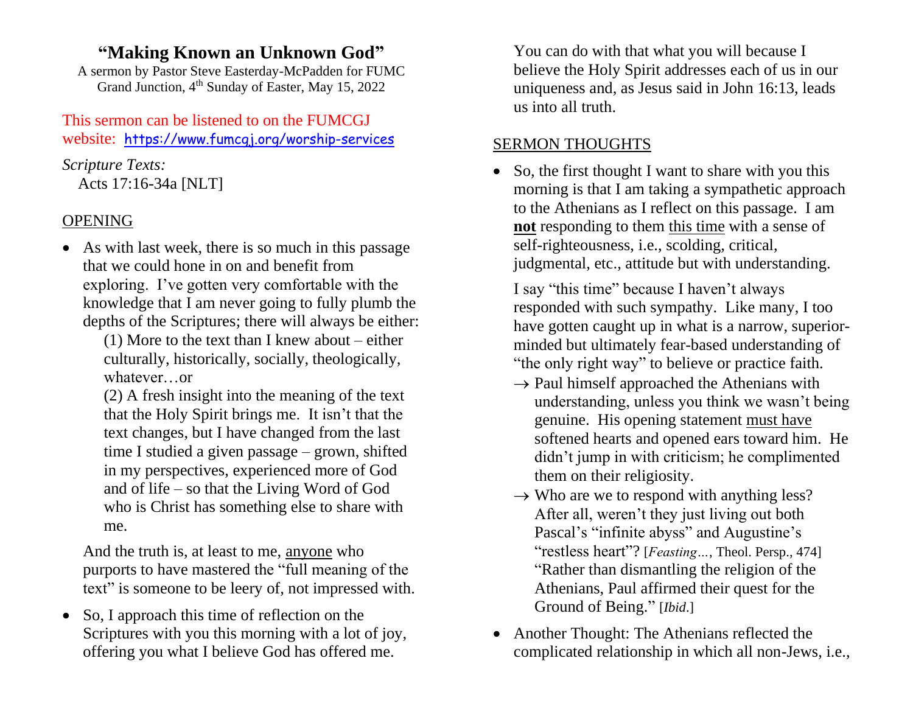# "Making Known an Unknown God"

A sermon by Pastor Steve Easterday-McPadden for FUMC Grand Junction, 4th Sunday of Easter, May 15, 2022

This sermon can be listened to on the FUMCGJ website: https://www.fumcgj.org/worship-services

*Scripture Texts:*
Acts 17:16-34a [NLT]

## OPENING

- As with last week, there is so much in this passage that we could hone in on and benefit from exploring. I've gotten very comfortable with the knowledge that I am never going to fully plumb the depths of the Scriptures; there will always be either:

  (1) More to the text than I knew about – either culturally, historically, socially, theologically, whatever…or

  (2) A fresh insight into the meaning of the text that the Holy Spirit brings me. It isn't that the text changes, but I have changed from the last time I studied a given passage – grown, shifted in my perspectives, experienced more of God and of life – so that the Living Word of God who is Christ has something else to share with me.

  And the truth is, at least to me, anyone who purports to have mastered the "full meaning of the text" is someone to be leery of, not impressed with.

- So, I approach this time of reflection on the Scriptures with you this morning with a lot of joy, offering you what I believe God has offered me. You can do with that what you will because I believe the Holy Spirit addresses each of us in our uniqueness and, as Jesus said in John 16:13, leads us into all truth.

## SERMON THOUGHTS

- So, the first thought I want to share with you this morning is that I am taking a sympathetic approach to the Athenians as I reflect on this passage. I am **not** responding to them this time with a sense of self-righteousness, i.e., scolding, critical, judgmental, etc., attitude but with understanding.

  I say "this time" because I haven't always responded with such sympathy. Like many, I too have gotten caught up in what is a narrow, superior-minded but ultimately fear-based understanding of "the only right way" to believe or practice faith.

  → Paul himself approached the Athenians with understanding, unless you think we wasn't being genuine. His opening statement must have softened hearts and opened ears toward him. He didn't jump in with criticism; he complimented them on their religiosity.

  → Who are we to respond with anything less? After all, weren't they just living out both Pascal's "infinite abyss" and Augustine's "restless heart"? [*Feasting…*, Theol. Persp., 474] "Rather than dismantling the religion of the Athenians, Paul affirmed their quest for the Ground of Being." [*Ibid*.]

- Another Thought: The Athenians reflected the complicated relationship in which all non-Jews, i.e.,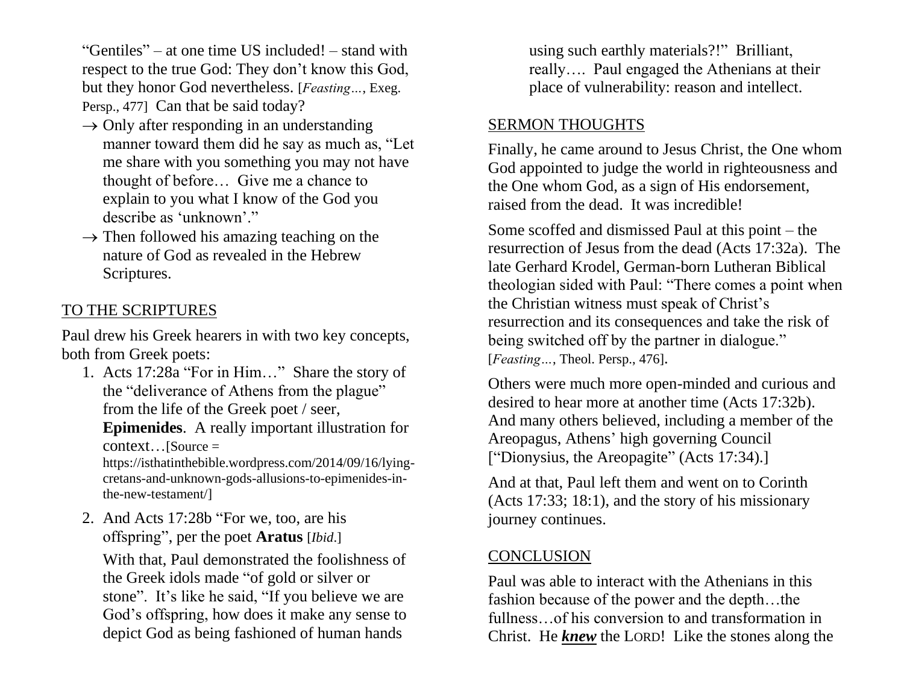"Gentiles" – at one time US included! – stand with respect to the true God: They don't know this God, but they honor God nevertheless. [*Feasting…*, Exeg. Persp., 477] Can that be said today?

- → Only after responding in an understanding manner toward them did he say as much as, "Let me share with you something you may not have thought of before… Give me a chance to explain to you what I know of the God you describe as 'unknown'."
- → Then followed his amazing teaching on the nature of God as revealed in the Hebrew Scriptures.

## TO THE SCRIPTURES

Paul drew his Greek hearers in with two key concepts, both from Greek poets:

1. Acts 17:28a "For in Him…" Share the story of the "deliverance of Athens from the plague" from the life of the Greek poet / seer, **Epimenides**. A really important illustration for context…[Source = https://isthatinthebible.wordpress.com/2014/09/16/lying-cretans-and-unknown-gods-allusions-to-epimenides-in-the-new-testament/]
2. And Acts 17:28b "For we, too, are his offspring", per the poet **Aratus** [*Ibid*.]

   With that, Paul demonstrated the foolishness of the Greek idols made "of gold or silver or stone". It's like he said, "If you believe we are God's offspring, how does it make any sense to depict God as being fashioned of human hands using such earthly materials?!" Brilliant, really…. Paul engaged the Athenians at their place of vulnerability: reason and intellect.

## SERMON THOUGHTS

Finally, he came around to Jesus Christ, the One whom God appointed to judge the world in righteousness and the One whom God, as a sign of His endorsement, raised from the dead. It was incredible!

Some scoffed and dismissed Paul at this point – the resurrection of Jesus from the dead (Acts 17:32a). The late Gerhard Krodel, German-born Lutheran Biblical theologian sided with Paul: "There comes a point when the Christian witness must speak of Christ's resurrection and its consequences and take the risk of being switched off by the partner in dialogue." [*Feasting…*, Theol. Persp., 476].

Others were much more open-minded and curious and desired to hear more at another time (Acts 17:32b). And many others believed, including a member of the Areopagus, Athens' high governing Council ["Dionysius, the Areopagite" (Acts 17:34).]

And at that, Paul left them and went on to Corinth (Acts 17:33; 18:1), and the story of his missionary journey continues.

## CONCLUSION

Paul was able to interact with the Athenians in this fashion because of the power and the depth…the fullness…of his conversion to and transformation in Christ. He ***knew*** the LORD! Like the stones along the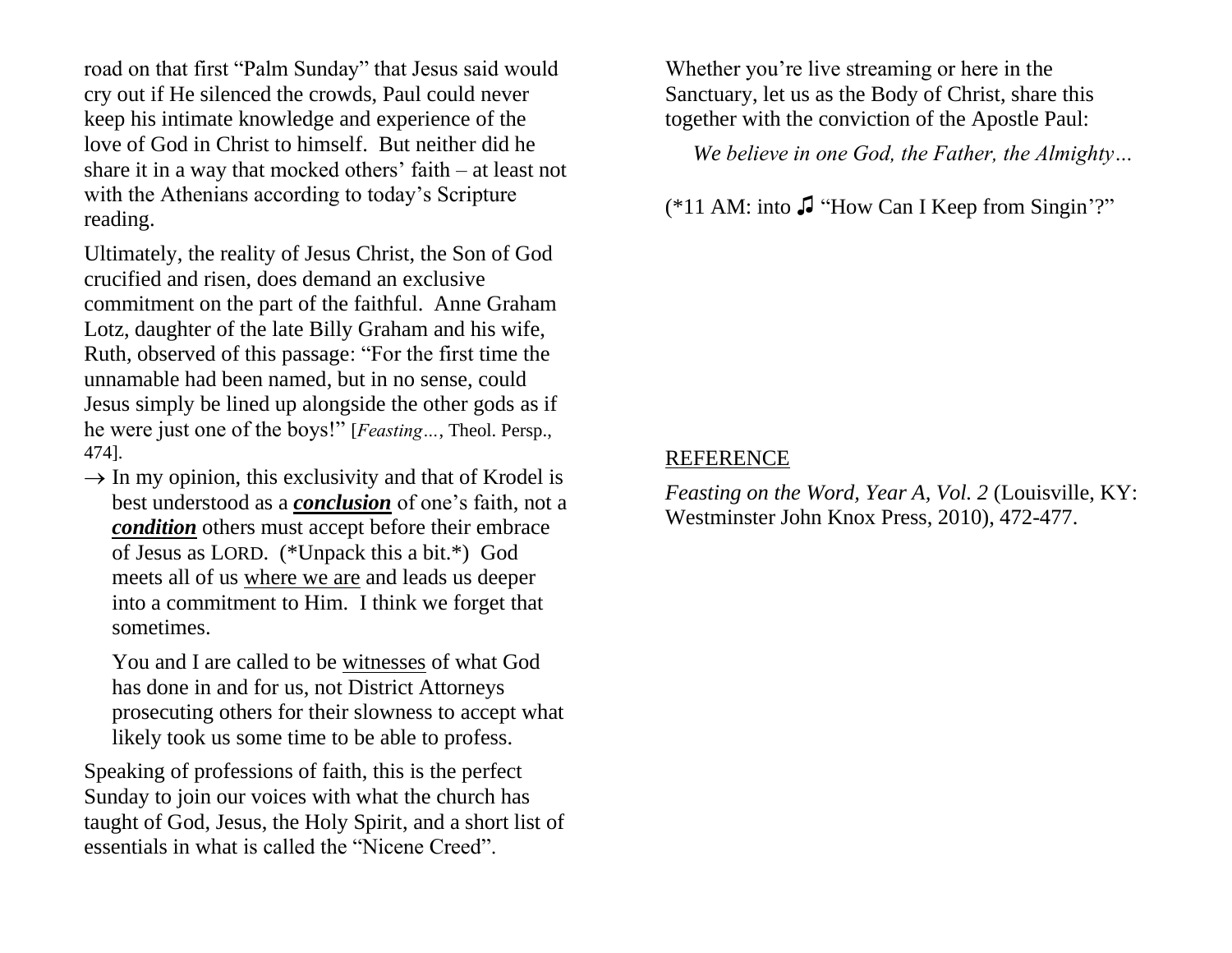road on that first "Palm Sunday" that Jesus said would cry out if He silenced the crowds, Paul could never keep his intimate knowledge and experience of the love of God in Christ to himself. But neither did he share it in a way that mocked others' faith – at least not with the Athenians according to today's Scripture reading.

Ultimately, the reality of Jesus Christ, the Son of God crucified and risen, does demand an exclusive commitment on the part of the faithful. Anne Graham Lotz, daughter of the late Billy Graham and his wife, Ruth, observed of this passage: "For the first time the unnamable had been named, but in no sense, could Jesus simply be lined up alongside the other gods as if he were just one of the boys!" [*Feasting…*, Theol. Persp., 474].

→ In my opinion, this exclusivity and that of Krodel is best understood as a ***conclusion*** of one's faith, not a ***condition*** others must accept before their embrace of Jesus as LORD. (*Unpack this a bit.*) God meets all of us where we are and leads us deeper into a commitment to Him. I think we forget that sometimes.

  You and I are called to be witnesses of what God has done in and for us, not District Attorneys prosecuting others for their slowness to accept what likely took us some time to be able to profess.

Speaking of professions of faith, this is the perfect Sunday to join our voices with what the church has taught of God, Jesus, the Holy Spirit, and a short list of essentials in what is called the "Nicene Creed".

Whether you're live streaming or here in the Sanctuary, let us as the Body of Christ, share this together with the conviction of the Apostle Paul:

*We believe in one God, the Father, the Almighty…*

(*11 AM: into ♫ "How Can I Keep from Singin'?"

REFERENCE

*Feasting on the Word, Year A, Vol. 2* (Louisville, KY: Westminster John Knox Press, 2010), 472-477.